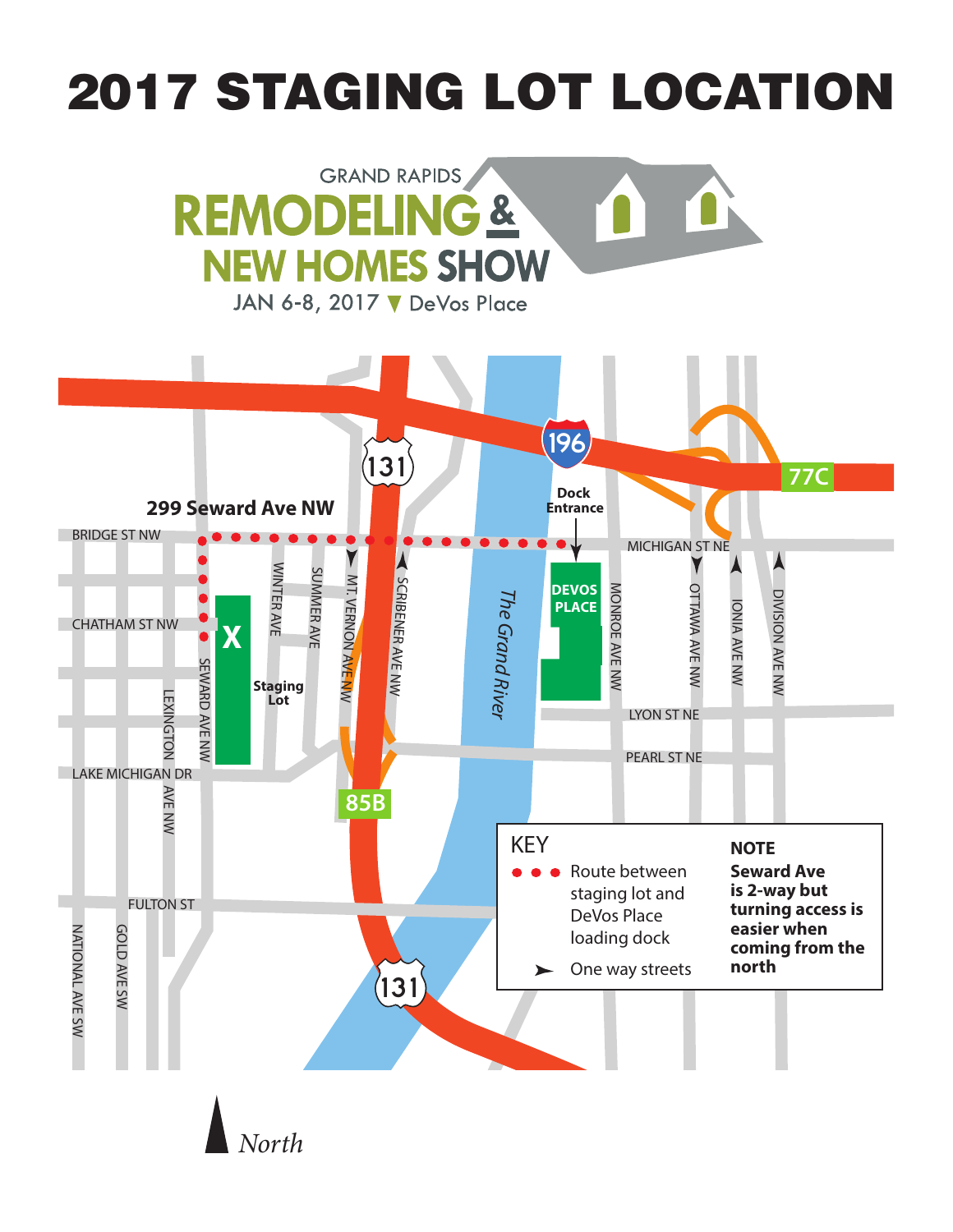# 2017 STAGING LOT LOCATION

GRAND RAPIDS
REMODELING & NEW HOMES SHOW
JAN 6-8, 2017 ▼ DeVos Place

**299 Seward Ave NW**

BRIDGE ST NW

CHATHAM ST NW

LAKE MICHIGAN DR

FULTON ST

NATIONAL AVE SW

GOLD AVE SW

LEXINGTON AVE NW

SEWARD AVE NW

X

**Staging Lot**

WINTER AVE

SUMMER AVE

MT. VERNON AVE NW

SCRIBENER AVE NW

131

196

85B

77C

The Grand River

**Dock Entrance**

**DEVOS PLACE**

MICHIGAN ST NE

MONROE AVE NW

OTTAWA AVE NW

IONIA AVE NW

DIVISION AVE NW

LYON ST NE

PEARL ST NE

KEY

- ● ● ● Route between staging lot and DeVos Place loading dock
- ➤ One way streets

**NOTE**

**Seward Ave is 2-way but turning access is easier when coming from the north**

*North*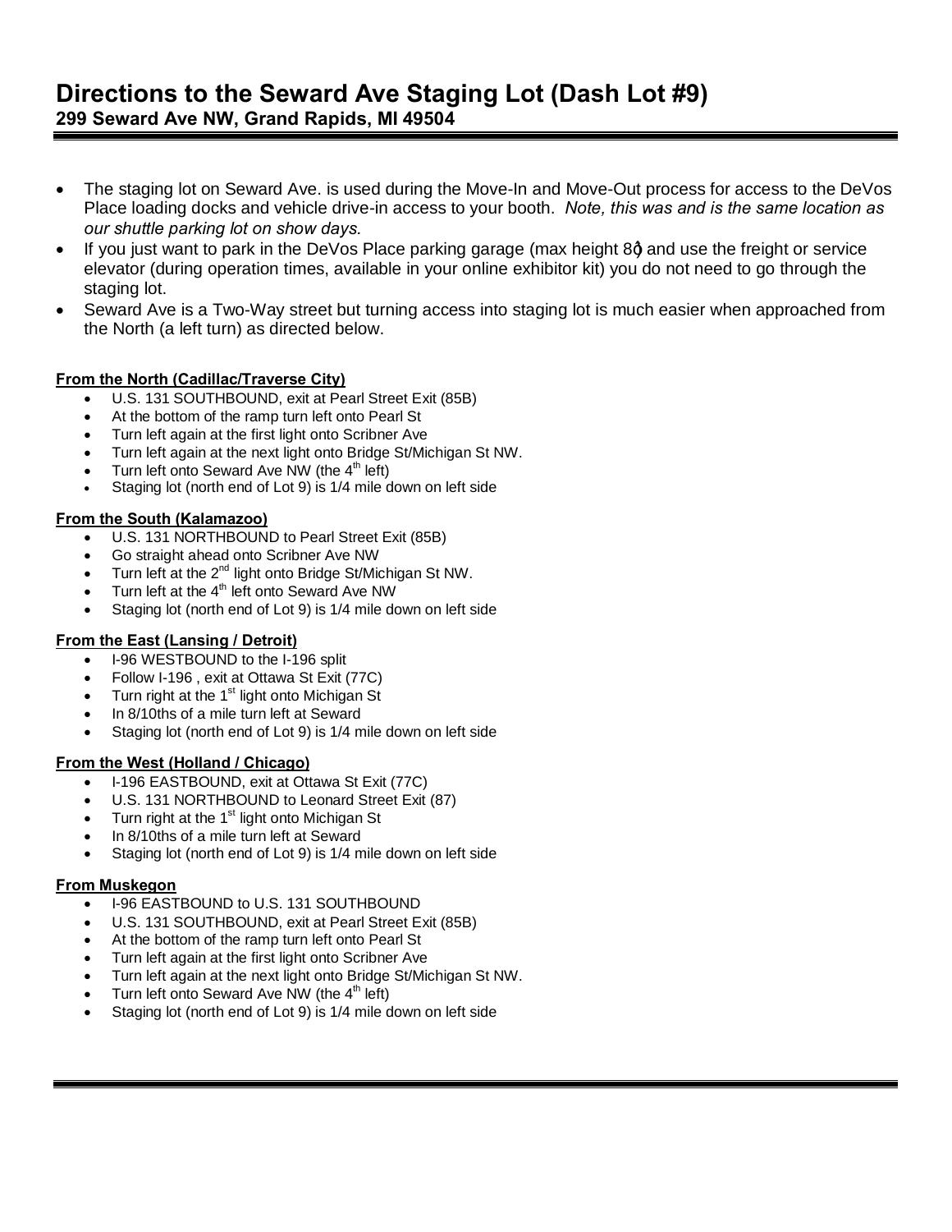# Directions to the Seward Ave Staging Lot (Dash Lot #9)

**299 Seward Ave NW, Grand Rapids, MI 49504**

- The staging lot on Seward Ave. is used during the Move-In and Move-Out process for access to the DeVos Place loading docks and vehicle drive-in access to your booth. *Note, this was and is the same location as our shuttle parking lot on show days.*
- If you just want to park in the DeVos Place parking garage (max height 8ô) and use the freight or service elevator (during operation times, available in your online exhibitor kit) you do not need to go through the staging lot.
- Seward Ave is a Two-Way street but turning access into staging lot is much easier when approached from the North (a left turn) as directed below.

**From the North (Cadillac/Traverse City)**

- U.S. 131 SOUTHBOUND, exit at Pearl Street Exit (85B)
- At the bottom of the ramp turn left onto Pearl St
- Turn left again at the first light onto Scribner Ave
- Turn left again at the next light onto Bridge St/Michigan St NW.
- Turn left onto Seward Ave NW (the 4th left)
- Staging lot (north end of Lot 9) is 1/4 mile down on left side

**From the South (Kalamazoo)**

- U.S. 131 NORTHBOUND to Pearl Street Exit (85B)
- Go straight ahead onto Scribner Ave NW
- Turn left at the 2nd light onto Bridge St/Michigan St NW.
- Turn left at the 4th left onto Seward Ave NW
- Staging lot (north end of Lot 9) is 1/4 mile down on left side

**From the East (Lansing / Detroit)**

- I-96 WESTBOUND to the I-196 split
- Follow I-196 , exit at Ottawa St Exit (77C)
- Turn right at the 1st light onto Michigan St
- In 8/10ths of a mile turn left at Seward
- Staging lot (north end of Lot 9) is 1/4 mile down on left side

**From the West (Holland / Chicago)**

- I-196 EASTBOUND, exit at Ottawa St Exit (77C)
- U.S. 131 NORTHBOUND to Leonard Street Exit (87)
- Turn right at the 1st light onto Michigan St
- In 8/10ths of a mile turn left at Seward
- Staging lot (north end of Lot 9) is 1/4 mile down on left side

**From Muskegon**

- I-96 EASTBOUND to U.S. 131 SOUTHBOUND
- U.S. 131 SOUTHBOUND, exit at Pearl Street Exit (85B)
- At the bottom of the ramp turn left onto Pearl St
- Turn left again at the first light onto Scribner Ave
- Turn left again at the next light onto Bridge St/Michigan St NW.
- Turn left onto Seward Ave NW (the 4th left)
- Staging lot (north end of Lot 9) is 1/4 mile down on left side